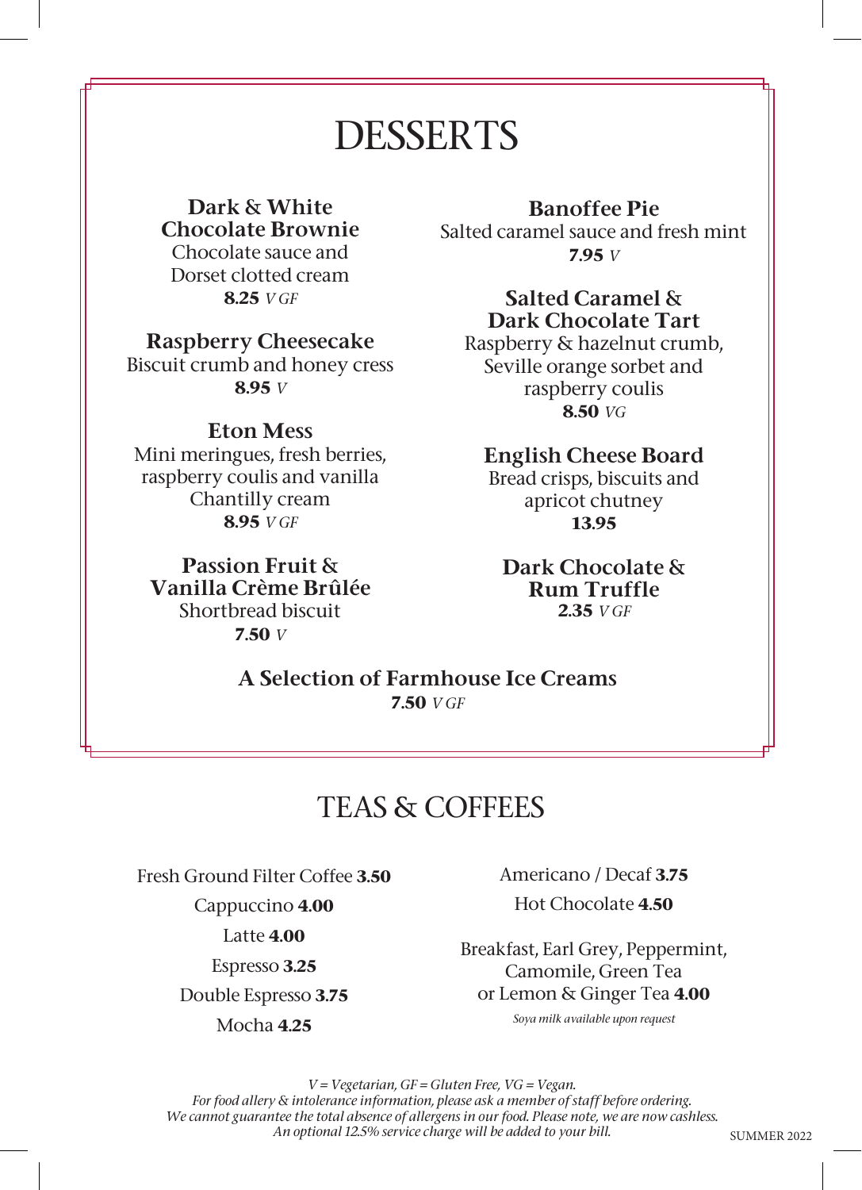# DESSERTS

**Dark & White Chocolate Brownie**
Chocolate sauce and Dorset clotted cream
**8.25** *V GF*

**Raspberry Cheesecake**
Biscuit crumb and honey cress
**8.95** *V*

**Eton Mess**
Mini meringues, fresh berries, raspberry coulis and vanilla Chantilly cream
**8.95** *V GF*

**Passion Fruit & Vanilla Crème Brûlée**
Shortbread biscuit
**7.50** *V*

**Banoffee Pie**
Salted caramel sauce and fresh mint
**7.95** *V*

**Salted Caramel & Dark Chocolate Tart**
Raspberry & hazelnut crumb, Seville orange sorbet and raspberry coulis
**8.50** *VG*

**English Cheese Board**
Bread crisps, biscuits and apricot chutney
**13.95**

**Dark Chocolate & Rum Truffle**
**2.35** *V GF*

**A Selection of Farmhouse Ice Creams**
**7.50** *V GF*

# TEAS & COFFEES

Fresh Ground Filter Coffee **3.50**

Cappuccino **4.00**

Latte **4.00**

Espresso **3.25**

Double Espresso **3.75**

Mocha **4.25**

Americano / Decaf **3.75**

Hot Chocolate **4.50**

Breakfast, Earl Grey, Peppermint, Camomile, Green Tea or Lemon & Ginger Tea **4.00**

*Soya milk available upon request*

*V = Vegetarian, GF = Gluten Free, VG = Vegan.*
*For food allery & intolerance information, please ask a member of staff before ordering.*
*We cannot guarantee the total absence of allergens in our food. Please note, we are now cashless.*
*An optional 12.5% service charge will be added to your bill.*

SUMMER 2022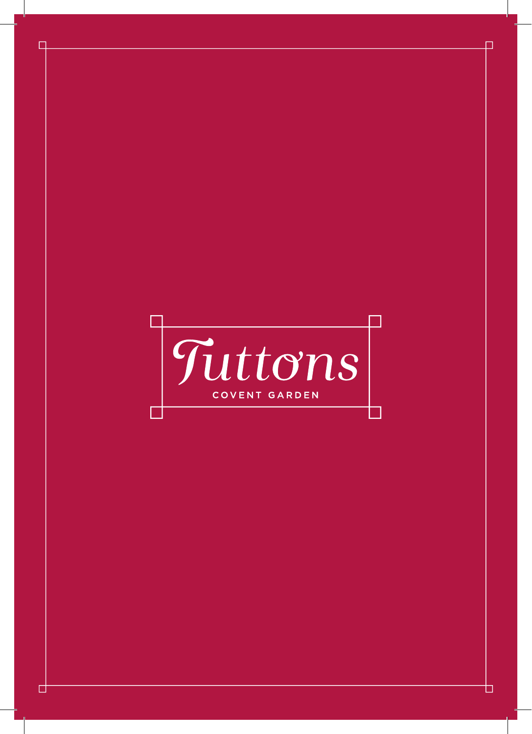Tuttons

COVENT GARDEN